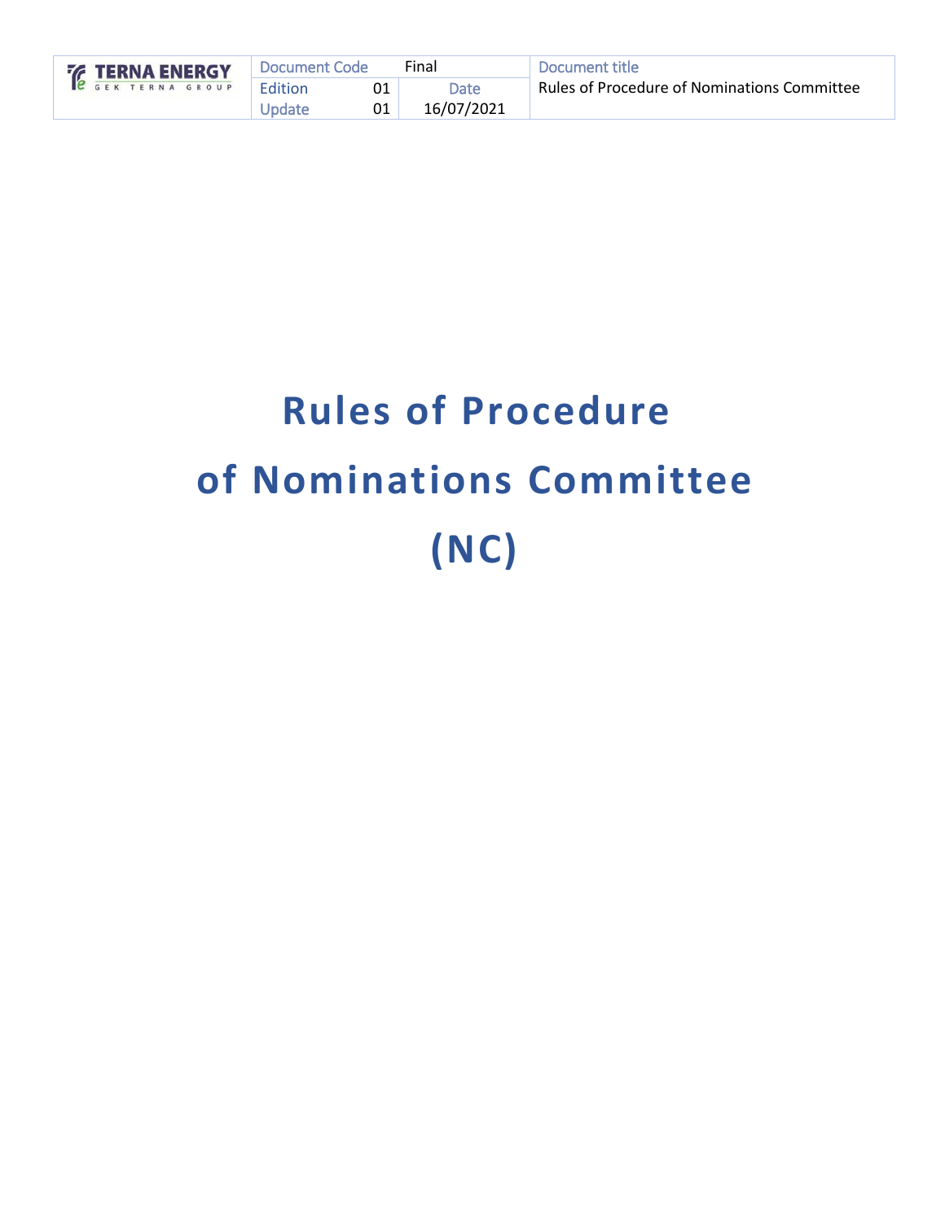# Rules of Procedure

# of Nominations Committee

# (NC)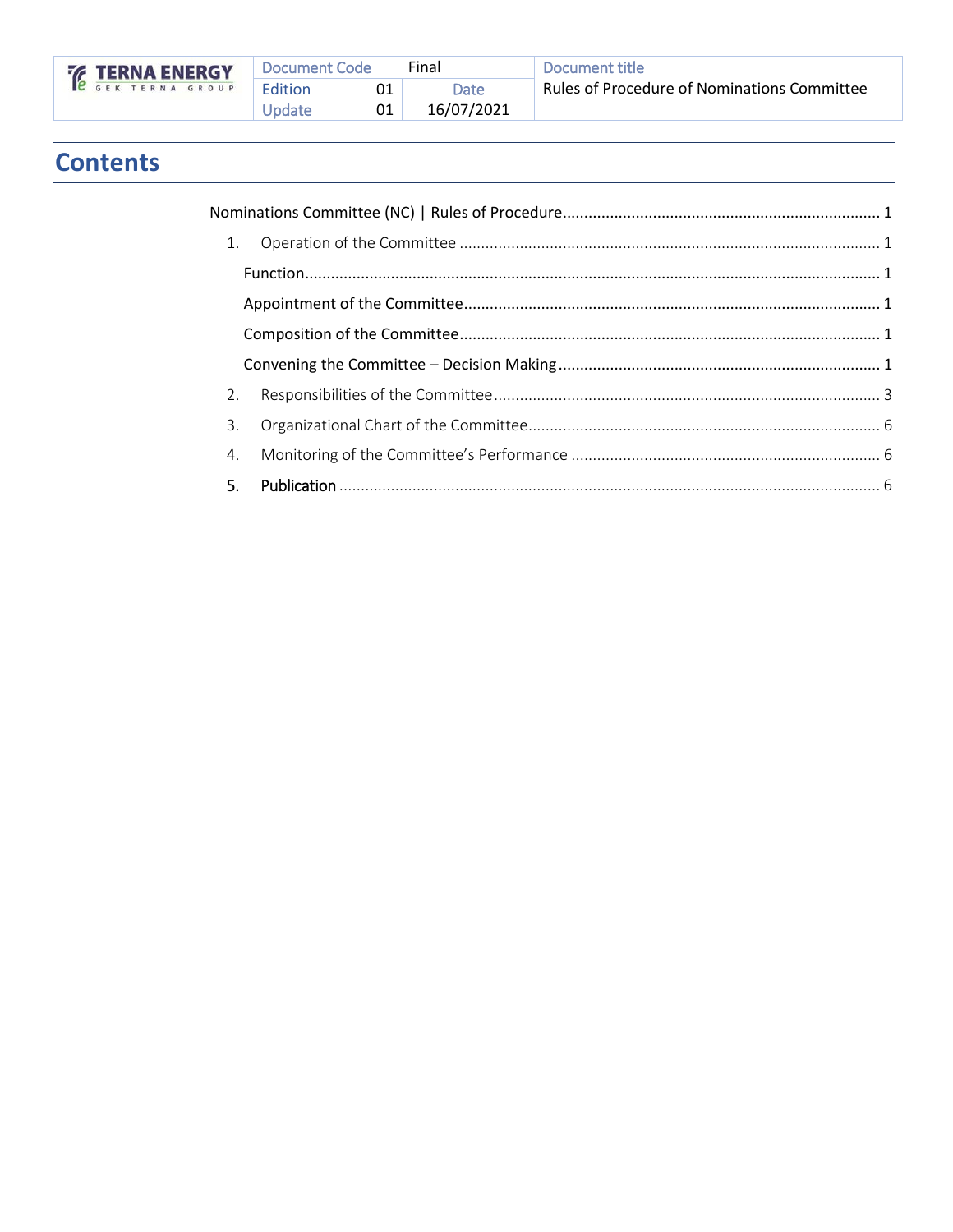# Contents

Nominations Committee (NC) | Rules of Procedure ........................................................................ 1

1. Operation of the Committee ................................................................................................ 1

   Function .................................................................................................................................... 1

   Appointment of the Committee ............................................................................................... 1

   Composition of the Committee ................................................................................................ 1

   Convening the Committee – Decision Making ......................................................................... 1

2. Responsibilities of the Committee ........................................................................................ 3
3. Organizational Chart of the Committee ................................................................................ 6
4. Monitoring of the Committee's Performance ....................................................................... 6
5. **Publication** ........................................................................................................................... 6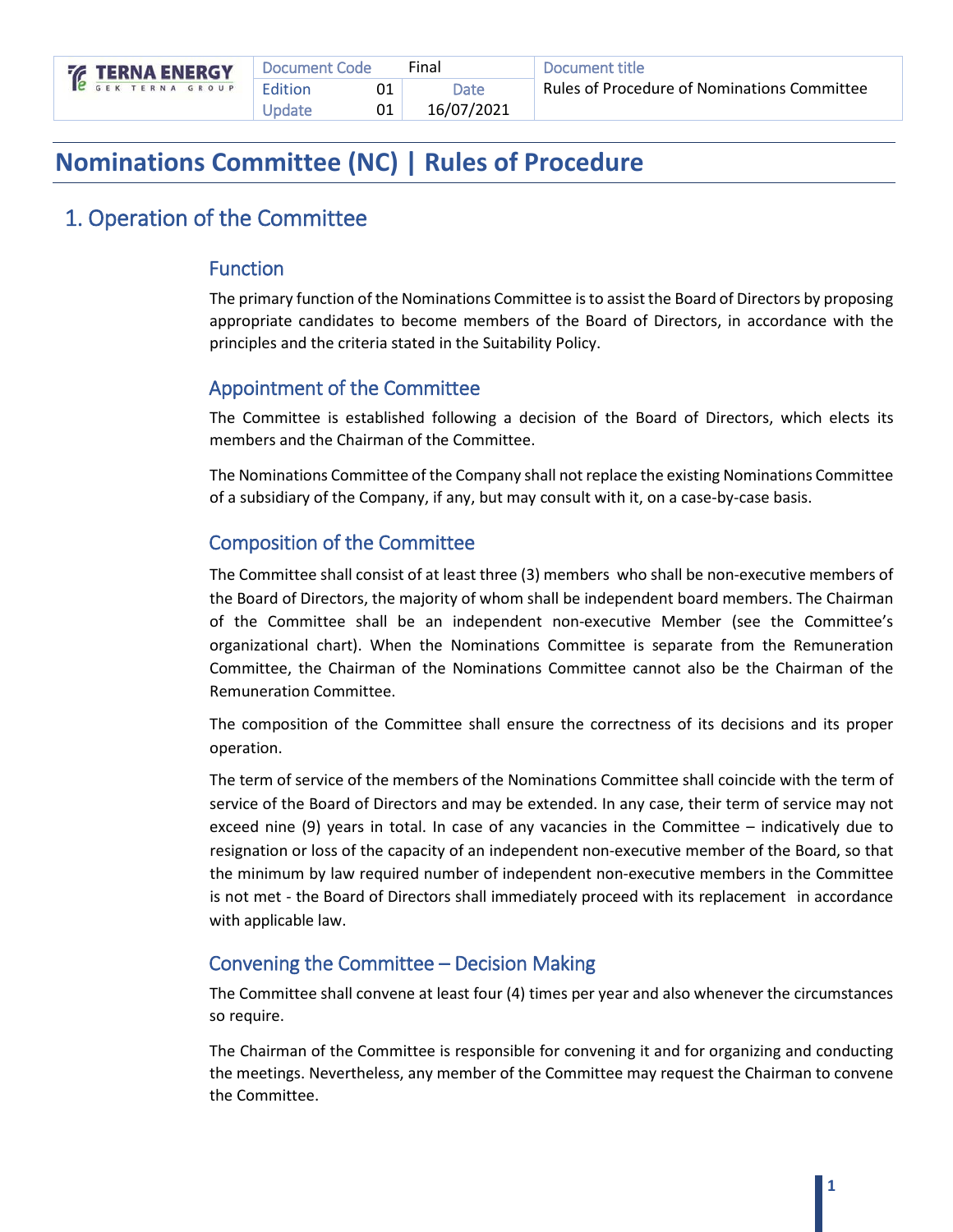# Nominations Committee (NC) | Rules of Procedure

## 1. Operation of the Committee

### Function

The primary function of the Nominations Committee is to assist the Board of Directors by proposing appropriate candidates to become members of the Board of Directors, in accordance with the principles and the criteria stated in the Suitability Policy.

### Appointment of the Committee

The Committee is established following a decision of the Board of Directors, which elects its members and the Chairman of the Committee.

The Nominations Committee of the Company shall not replace the existing Nominations Committee of a subsidiary of the Company, if any, but may consult with it, on a case-by-case basis.

### Composition of the Committee

The Committee shall consist of at least three (3) members who shall be non-executive members of the Board of Directors, the majority of whom shall be independent board members. The Chairman of the Committee shall be an independent non-executive Member (see the Committee's organizational chart). When the Nominations Committee is separate from the Remuneration Committee, the Chairman of the Nominations Committee cannot also be the Chairman of the Remuneration Committee.

The composition of the Committee shall ensure the correctness of its decisions and its proper operation.

The term of service of the members of the Nominations Committee shall coincide with the term of service of the Board of Directors and may be extended. In any case, their term of service may not exceed nine (9) years in total. In case of any vacancies in the Committee – indicatively due to resignation or loss of the capacity of an independent non-executive member of the Board, so that the minimum by law required number of independent non-executive members in the Committee is not met - the Board of Directors shall immediately proceed with its replacement in accordance with applicable law.

### Convening the Committee – Decision Making

The Committee shall convene at least four (4) times per year and also whenever the circumstances so require.

The Chairman of the Committee is responsible for convening it and for organizing and conducting the meetings. Nevertheless, any member of the Committee may request the Chairman to convene the Committee.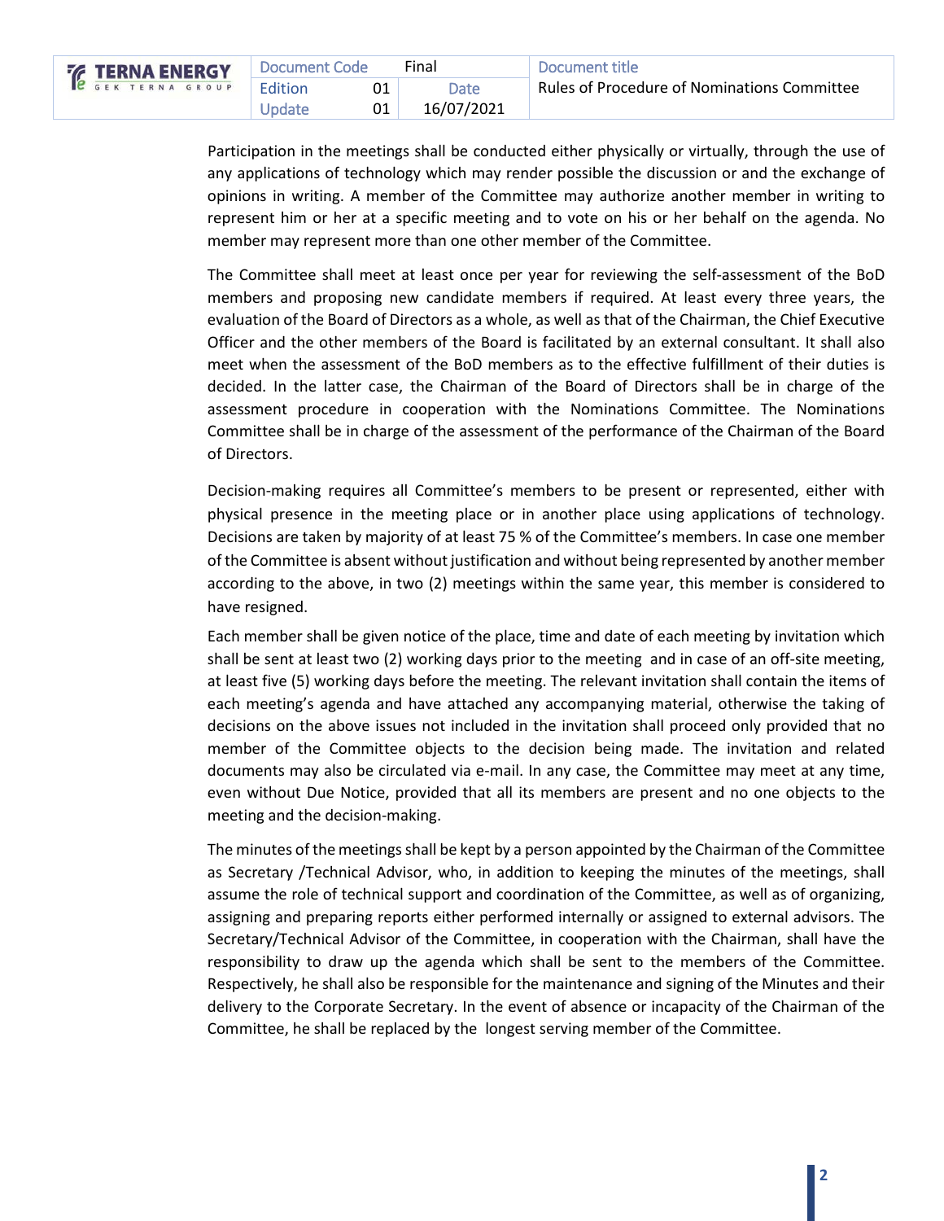Participation in the meetings shall be conducted either physically or virtually, through the use of any applications of technology which may render possible the discussion or and the exchange of opinions in writing. A member of the Committee may authorize another member in writing to represent him or her at a specific meeting and to vote on his or her behalf on the agenda. No member may represent more than one other member of the Committee.

The Committee shall meet at least once per year for reviewing the self-assessment of the BoD members and proposing new candidate members if required. At least every three years, the evaluation of the Board of Directors as a whole, as well as that of the Chairman, the Chief Executive Officer and the other members of the Board is facilitated by an external consultant. It shall also meet when the assessment of the BoD members as to the effective fulfillment of their duties is decided. In the latter case, the Chairman of the Board of Directors shall be in charge of the assessment procedure in cooperation with the Nominations Committee. The Nominations Committee shall be in charge of the assessment of the performance of the Chairman of the Board of Directors.

Decision-making requires all Committee's members to be present or represented, either with physical presence in the meeting place or in another place using applications of technology. Decisions are taken by majority of at least 75 % of the Committee's members. In case one member of the Committee is absent without justification and without being represented by another member according to the above, in two (2) meetings within the same year, this member is considered to have resigned.

Each member shall be given notice of the place, time and date of each meeting by invitation which shall be sent at least two (2) working days prior to the meeting and in case of an off-site meeting, at least five (5) working days before the meeting. The relevant invitation shall contain the items of each meeting's agenda and have attached any accompanying material, otherwise the taking of decisions on the above issues not included in the invitation shall proceed only provided that no member of the Committee objects to the decision being made. The invitation and related documents may also be circulated via e-mail. In any case, the Committee may meet at any time, even without Due Notice, provided that all its members are present and no one objects to the meeting and the decision-making.

The minutes of the meetings shall be kept by a person appointed by the Chairman of the Committee as Secretary /Technical Advisor, who, in addition to keeping the minutes of the meetings, shall assume the role of technical support and coordination of the Committee, as well as of organizing, assigning and preparing reports either performed internally or assigned to external advisors. The Secretary/Technical Advisor of the Committee, in cooperation with the Chairman, shall have the responsibility to draw up the agenda which shall be sent to the members of the Committee. Respectively, he shall also be responsible for the maintenance and signing of the Minutes and their delivery to the Corporate Secretary. In the event of absence or incapacity of the Chairman of the Committee, he shall be replaced by the longest serving member of the Committee.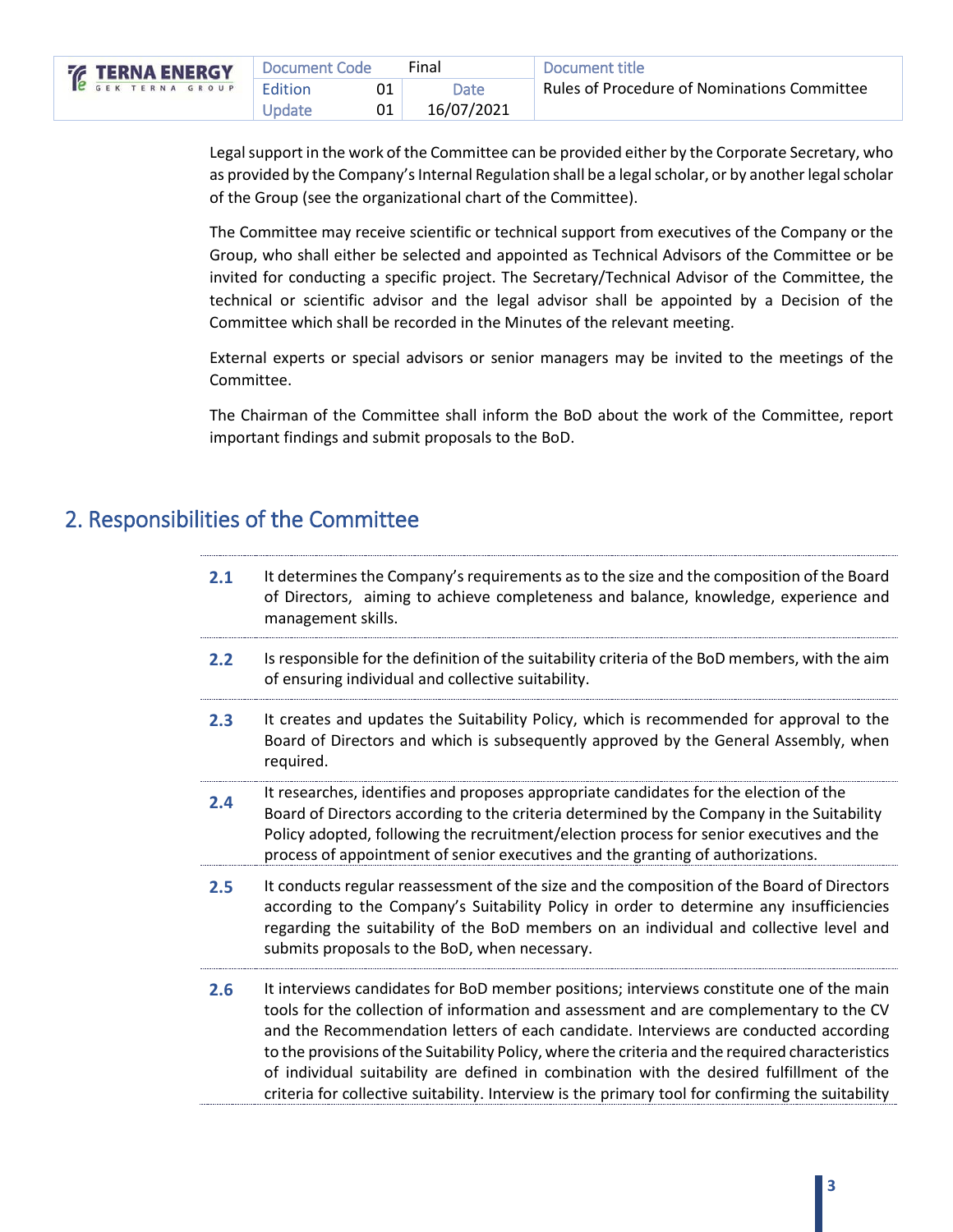Legal support in the work of the Committee can be provided either by the Corporate Secretary, who as provided by the Company's Internal Regulation shall be a legal scholar, or by another legal scholar of the Group (see the organizational chart of the Committee).

The Committee may receive scientific or technical support from executives of the Company or the Group, who shall either be selected and appointed as Technical Advisors of the Committee or be invited for conducting a specific project. The Secretary/Technical Advisor of the Committee, the technical or scientific advisor and the legal advisor shall be appointed by a Decision of the Committee which shall be recorded in the Minutes of the relevant meeting.

External experts or special advisors or senior managers may be invited to the meetings of the Committee.

The Chairman of the Committee shall inform the BoD about the work of the Committee, report important findings and submit proposals to the BoD.

## 2. Responsibilities of the Committee

**2.1** It determines the Company's requirements as to the size and the composition of the Board of Directors, aiming to achieve completeness and balance, knowledge, experience and management skills.

**2.2** Is responsible for the definition of the suitability criteria of the BoD members, with the aim of ensuring individual and collective suitability.

**2.3** It creates and updates the Suitability Policy, which is recommended for approval to the Board of Directors and which is subsequently approved by the General Assembly, when required.

**2.4** It researches, identifies and proposes appropriate candidates for the election of the Board of Directors according to the criteria determined by the Company in the Suitability Policy adopted, following the recruitment/election process for senior executives and the process of appointment of senior executives and the granting of authorizations.

**2.5** It conducts regular reassessment of the size and the composition of the Board of Directors according to the Company's Suitability Policy in order to determine any insufficiencies regarding the suitability of the BoD members on an individual and collective level and submits proposals to the BoD, when necessary.

**2.6** It interviews candidates for BoD member positions; interviews constitute one of the main tools for the collection of information and assessment and are complementary to the CV and the Recommendation letters of each candidate. Interviews are conducted according to the provisions of the Suitability Policy, where the criteria and the required characteristics of individual suitability are defined in combination with the desired fulfillment of the criteria for collective suitability. Interview is the primary tool for confirming the suitability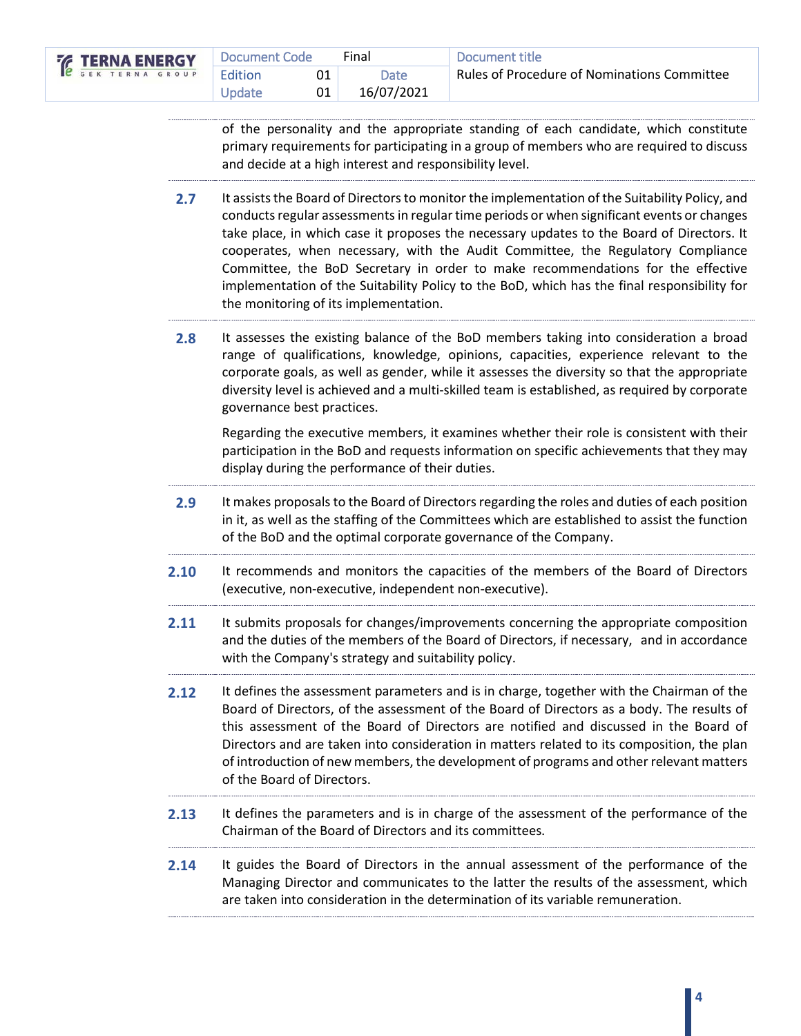of the personality and the appropriate standing of each candidate, which constitute primary requirements for participating in a group of members who are required to discuss and decide at a high interest and responsibility level.

**2.7** It assists the Board of Directors to monitor the implementation of the Suitability Policy, and conducts regular assessments in regular time periods or when significant events or changes take place, in which case it proposes the necessary updates to the Board of Directors. It cooperates, when necessary, with the Audit Committee, the Regulatory Compliance Committee, the BoD Secretary in order to make recommendations for the effective implementation of the Suitability Policy to the BoD, which has the final responsibility for the monitoring of its implementation.

**2.8** It assesses the existing balance of the BoD members taking into consideration a broad range of qualifications, knowledge, opinions, capacities, experience relevant to the corporate goals, as well as gender, while it assesses the diversity so that the appropriate diversity level is achieved and a multi-skilled team is established, as required by corporate governance best practices.

Regarding the executive members, it examines whether their role is consistent with their participation in the BoD and requests information on specific achievements that they may display during the performance of their duties.

**2.9** It makes proposals to the Board of Directors regarding the roles and duties of each position in it, as well as the staffing of the Committees which are established to assist the function of the BoD and the optimal corporate governance of the Company.

**2.10** It recommends and monitors the capacities of the members of the Board of Directors (executive, non-executive, independent non-executive).

**2.11** It submits proposals for changes/improvements concerning the appropriate composition and the duties of the members of the Board of Directors, if necessary, and in accordance with the Company's strategy and suitability policy.

**2.12** It defines the assessment parameters and is in charge, together with the Chairman of the Board of Directors, of the assessment of the Board of Directors as a body. The results of this assessment of the Board of Directors are notified and discussed in the Board of Directors and are taken into consideration in matters related to its composition, the plan of introduction of new members, the development of programs and other relevant matters of the Board of Directors.

**2.13** It defines the parameters and is in charge of the assessment of the performance of the Chairman of the Board of Directors and its committees.

**2.14** It guides the Board of Directors in the annual assessment of the performance of the Managing Director and communicates to the latter the results of the assessment, which are taken into consideration in the determination of its variable remuneration.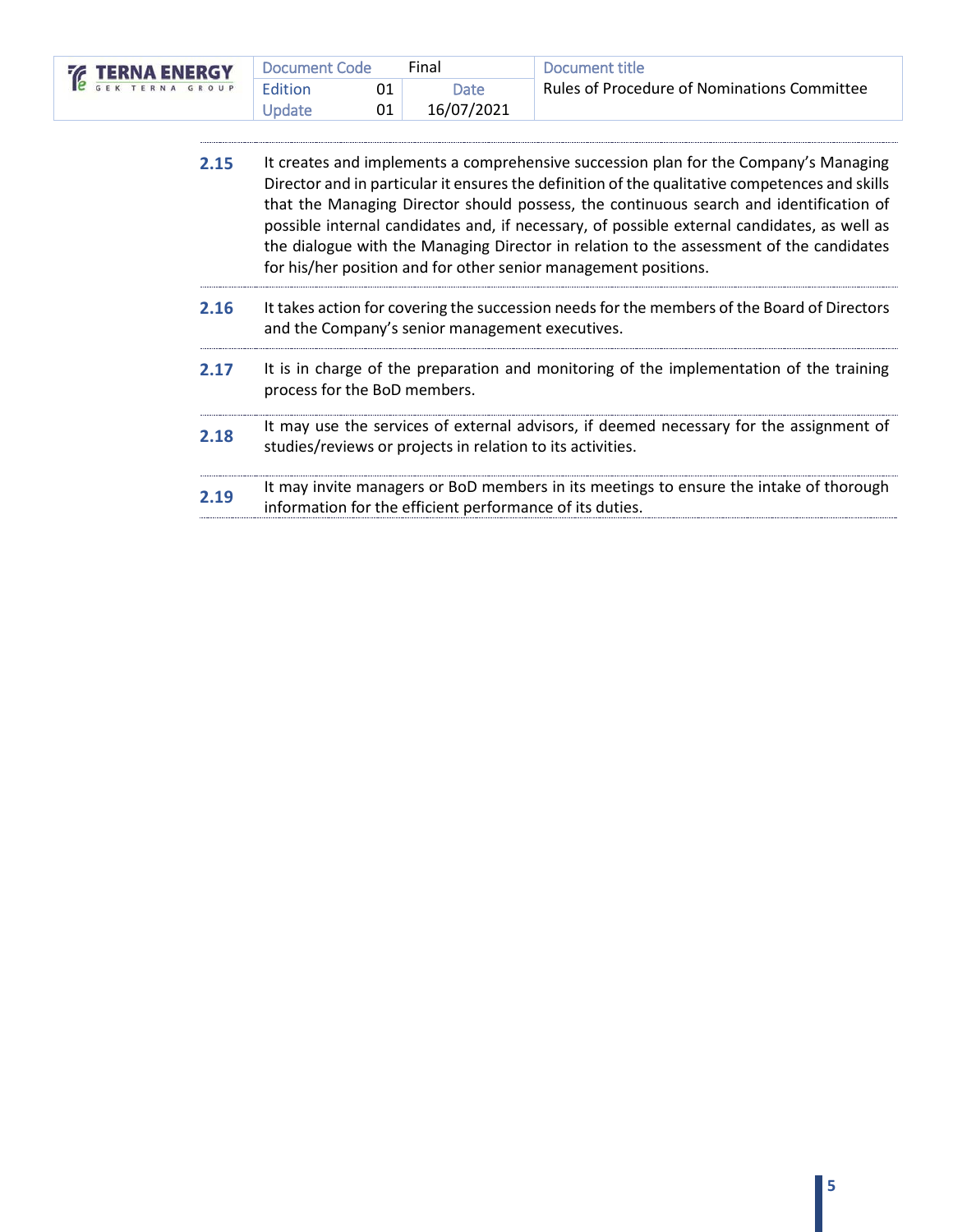**2.15** It creates and implements a comprehensive succession plan for the Company's Managing Director and in particular it ensures the definition of the qualitative competences and skills that the Managing Director should possess, the continuous search and identification of possible internal candidates and, if necessary, of possible external candidates, as well as the dialogue with the Managing Director in relation to the assessment of the candidates for his/her position and for other senior management positions.

**2.16** It takes action for covering the succession needs for the members of the Board of Directors and the Company's senior management executives.

**2.17** It is in charge of the preparation and monitoring of the implementation of the training process for the BoD members.

**2.18** It may use the services of external advisors, if deemed necessary for the assignment of studies/reviews or projects in relation to its activities.

**2.19** It may invite managers or BoD members in its meetings to ensure the intake of thorough information for the efficient performance of its duties.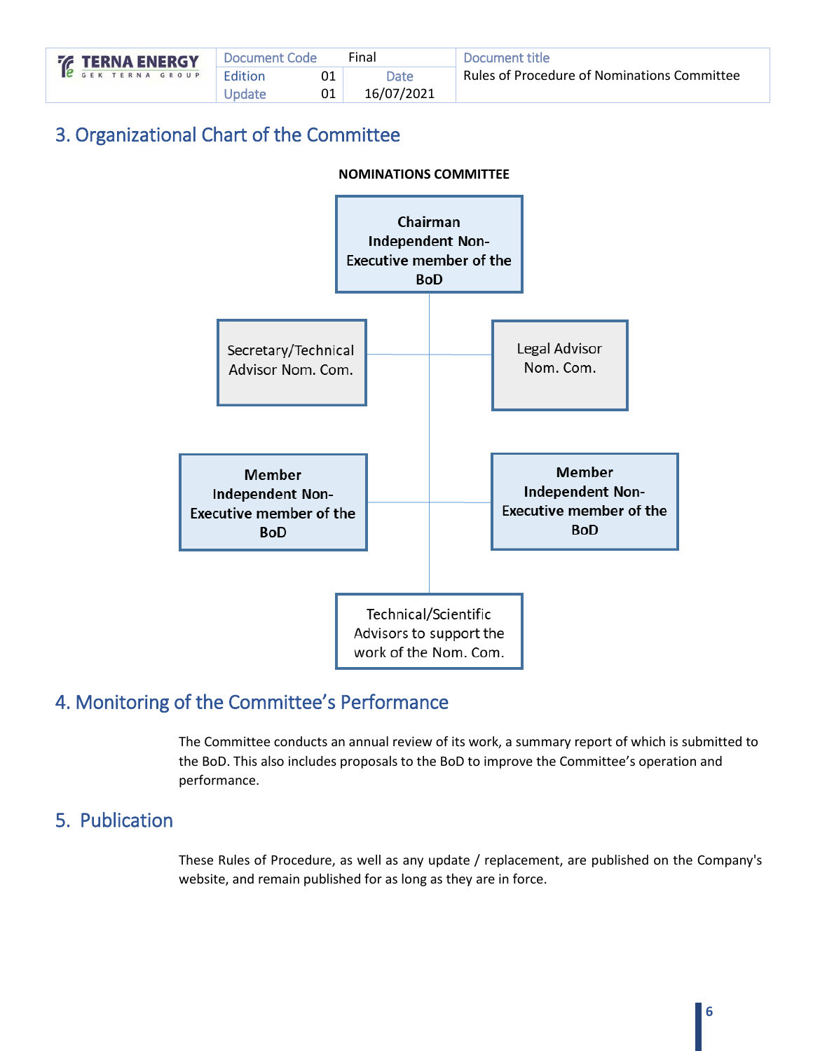## 3. Organizational Chart of the Committee

NOMINATIONS COMMITTEE

Chairman
Independent Non-Executive member of the BoD

Secretary/Technical Advisor Nom. Com.

Legal Advisor Nom. Com.

Member
Independent Non-Executive member of the BoD

Member
Independent Non-Executive member of the BoD

Technical/Scientific Advisors to support the work of the Nom. Com.

## 4. Monitoring of the Committee's Performance

The Committee conducts an annual review of its work, a summary report of which is submitted to the BoD. This also includes proposals to the BoD to improve the Committee's operation and performance.

## 5. Publication

These Rules of Procedure, as well as any update / replacement, are published on the Company's website, and remain published for as long as they are in force.